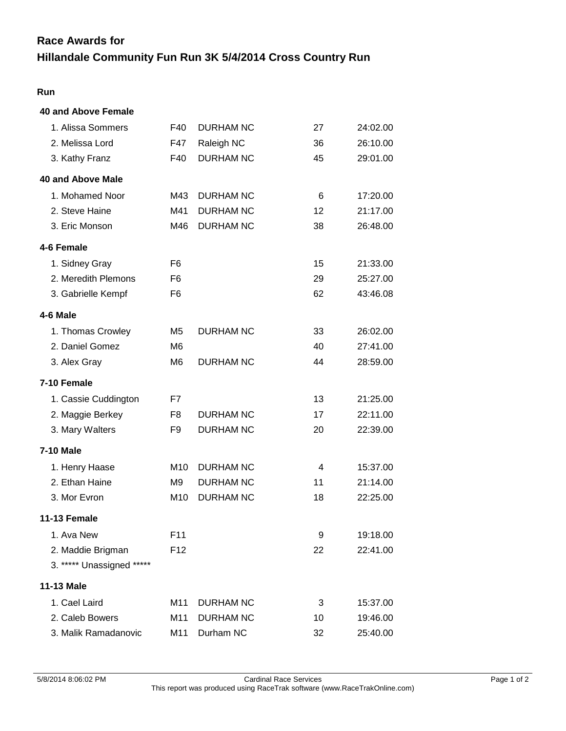# Race Awards for
# Hillandale Community Fun Run 3K 5/4/2014 Cross Country Run

**Run**

### 40 and Above Female

| | | | | |
|---|---|---|---|---|
| 1. Alissa Sommers | F40 | DURHAM NC | 27 | 24:02.00 |
| 2. Melissa Lord | F47 | Raleigh NC | 36 | 26:10.00 |
| 3. Kathy Franz | F40 | DURHAM NC | 45 | 29:01.00 |

### 40 and Above Male

| | | | | |
|---|---|---|---|---|
| 1. Mohamed Noor | M43 | DURHAM NC | 6 | 17:20.00 |
| 2. Steve Haine | M41 | DURHAM NC | 12 | 21:17.00 |
| 3. Eric Monson | M46 | DURHAM NC | 38 | 26:48.00 |

### 4-6 Female

| | | | | |
|---|---|---|---|---|
| 1. Sidney Gray | F6 | | 15 | 21:33.00 |
| 2. Meredith Plemons | F6 | | 29 | 25:27.00 |
| 3. Gabrielle Kempf | F6 | | 62 | 43:46.08 |

### 4-6 Male

| | | | | |
|---|---|---|---|---|
| 1. Thomas Crowley | M5 | DURHAM NC | 33 | 26:02.00 |
| 2. Daniel Gomez | M6 | | 40 | 27:41.00 |
| 3. Alex Gray | M6 | DURHAM NC | 44 | 28:59.00 |

### 7-10 Female

| | | | | |
|---|---|---|---|---|
| 1. Cassie Cuddington | F7 | | 13 | 21:25.00 |
| 2. Maggie Berkey | F8 | DURHAM NC | 17 | 22:11.00 |
| 3. Mary Walters | F9 | DURHAM NC | 20 | 22:39.00 |

### 7-10 Male

| | | | | |
|---|---|---|---|---|
| 1. Henry Haase | M10 | DURHAM NC | 4 | 15:37.00 |
| 2. Ethan Haine | M9 | DURHAM NC | 11 | 21:14.00 |
| 3. Mor Evron | M10 | DURHAM NC | 18 | 22:25.00 |

### 11-13 Female

| | | | | |
|---|---|---|---|---|
| 1. Ava New | F11 | | 9 | 19:18.00 |
| 2. Maddie Brigman | F12 | | 22 | 22:41.00 |
| 3. ***** Unassigned ***** | | | | |

### 11-13 Male

| | | | | |
|---|---|---|---|---|
| 1. Cael Laird | M11 | DURHAM NC | 3 | 15:37.00 |
| 2. Caleb Bowers | M11 | DURHAM NC | 10 | 19:46.00 |
| 3. Malik Ramadanovic | M11 | Durham NC | 32 | 25:40.00 |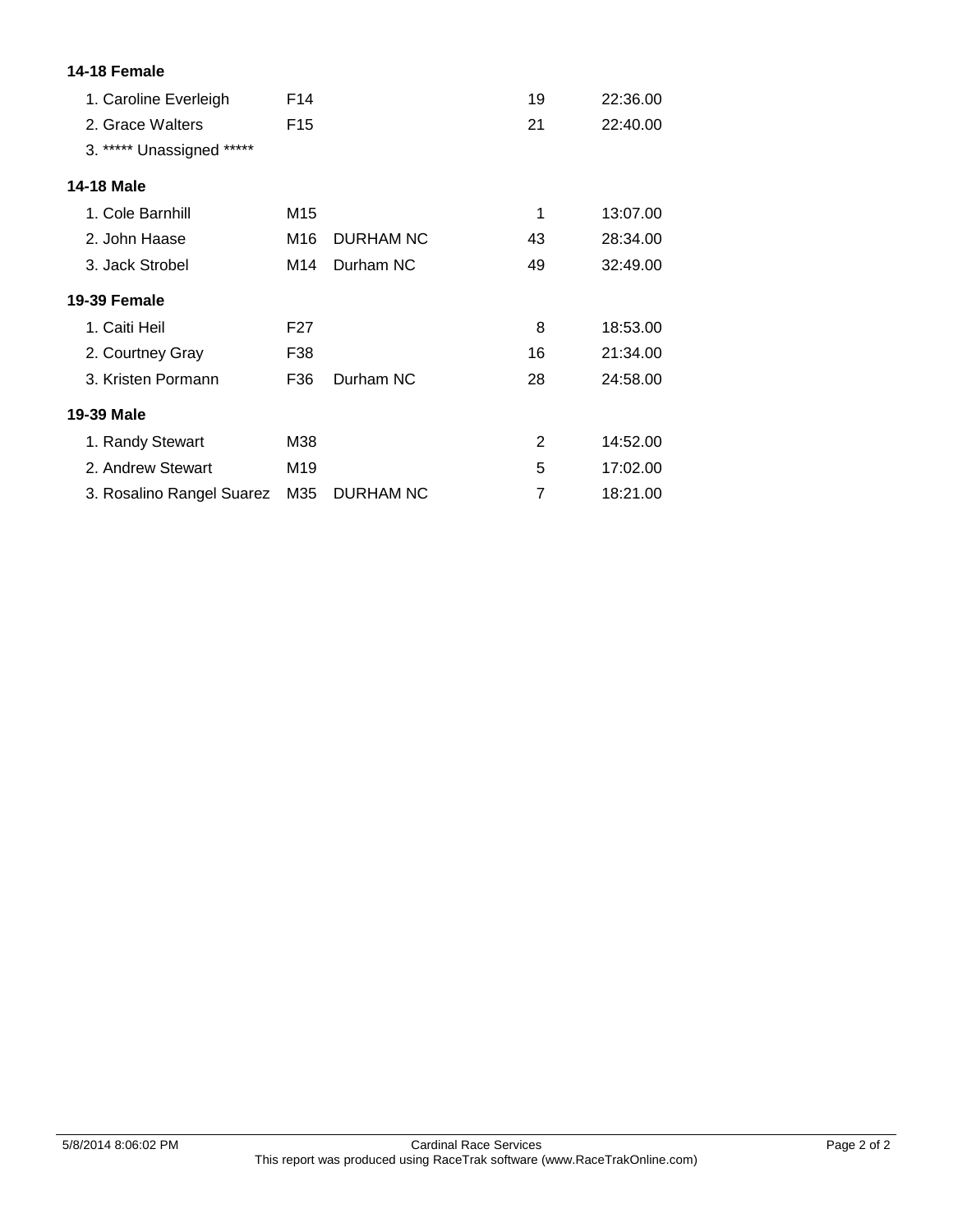### 14-18 Female

| Place / Name | Age | City | Overall | Time |
|---|---|---|---|---|
| 1. Caroline Everleigh | F14 | | 19 | 22:36.00 |
| 2. Grace Walters | F15 | | 21 | 22:40.00 |
| 3. ***** Unassigned ***** | | | | |

### 14-18 Male

| Place / Name | Age | City | Overall | Time |
|---|---|---|---|---|
| 1. Cole Barnhill | M15 | | 1 | 13:07.00 |
| 2. John Haase | M16 | DURHAM NC | 43 | 28:34.00 |
| 3. Jack Strobel | M14 | Durham NC | 49 | 32:49.00 |

### 19-39 Female

| Place / Name | Age | City | Overall | Time |
|---|---|---|---|---|
| 1. Caiti Heil | F27 | | 8 | 18:53.00 |
| 2. Courtney Gray | F38 | | 16 | 21:34.00 |
| 3. Kristen Pormann | F36 | Durham NC | 28 | 24:58.00 |

### 19-39 Male

| Place / Name | Age | City | Overall | Time |
|---|---|---|---|---|
| 1. Randy Stewart | M38 | | 2 | 14:52.00 |
| 2. Andrew Stewart | M19 | | 5 | 17:02.00 |
| 3. Rosalino Rangel Suarez | M35 | DURHAM NC | 7 | 18:21.00 |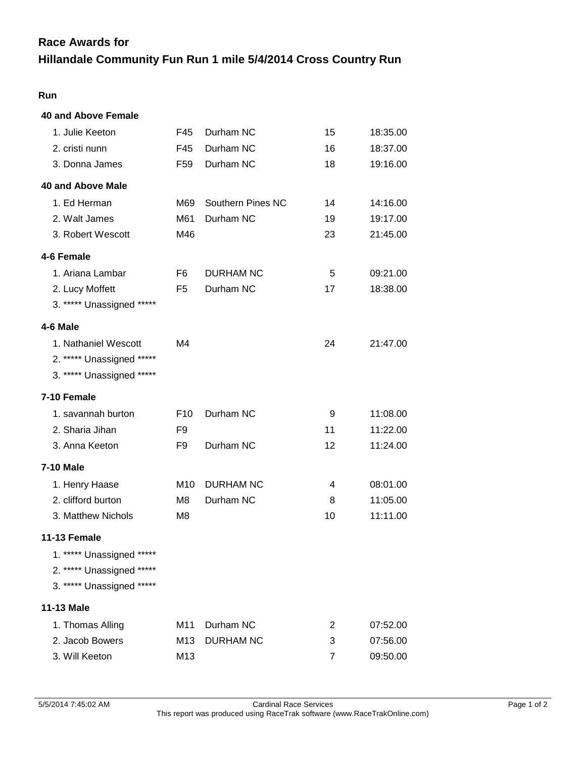# Race Awards for
# Hillandale Community Fun Run 1 mile 5/4/2014 Cross Country Run

### Run

#### 40 and Above Female

| | | | | |
|---|---|---|---|---|
| 1. Julie Keeton | F45 | Durham NC | 15 | 18:35.00 |
| 2. cristi nunn | F45 | Durham NC | 16 | 18:37.00 |
| 3. Donna James | F59 | Durham NC | 18 | 19:16.00 |

#### 40 and Above Male

| | | | | |
|---|---|---|---|---|
| 1. Ed Herman | M69 | Southern Pines NC | 14 | 14:16.00 |
| 2. Walt James | M61 | Durham NC | 19 | 19:17.00 |
| 3. Robert Wescott | M46 | | 23 | 21:45.00 |

#### 4-6 Female

| | | | | |
|---|---|---|---|---|
| 1. Ariana Lambar | F6 | DURHAM NC | 5 | 09:21.00 |
| 2. Lucy Moffett | F5 | Durham NC | 17 | 18:38.00 |
| 3. ***** Unassigned ***** | | | | |

#### 4-6 Male

| | | | | |
|---|---|---|---|---|
| 1. Nathaniel Wescott | M4 | | 24 | 21:47.00 |
| 2. ***** Unassigned ***** | | | | |
| 3. ***** Unassigned ***** | | | | |

#### 7-10 Female

| | | | | |
|---|---|---|---|---|
| 1. savannah burton | F10 | Durham NC | 9 | 11:08.00 |
| 2. Sharia Jihan | F9 | | 11 | 11:22.00 |
| 3. Anna Keeton | F9 | Durham NC | 12 | 11:24.00 |

#### 7-10 Male

| | | | | |
|---|---|---|---|---|
| 1. Henry Haase | M10 | DURHAM NC | 4 | 08:01.00 |
| 2. clifford burton | M8 | Durham NC | 8 | 11:05.00 |
| 3. Matthew Nichols | M8 | | 10 | 11:11.00 |

#### 11-13 Female

| | | | | |
|---|---|---|---|---|
| 1. ***** Unassigned ***** | | | | |
| 2. ***** Unassigned ***** | | | | |
| 3. ***** Unassigned ***** | | | | |

#### 11-13 Male

| | | | | |
|---|---|---|---|---|
| 1. Thomas Alling | M11 | Durham NC | 2 | 07:52.00 |
| 2. Jacob Bowers | M13 | DURHAM NC | 3 | 07:56.00 |
| 3. Will Keeton | M13 | | 7 | 09:50.00 |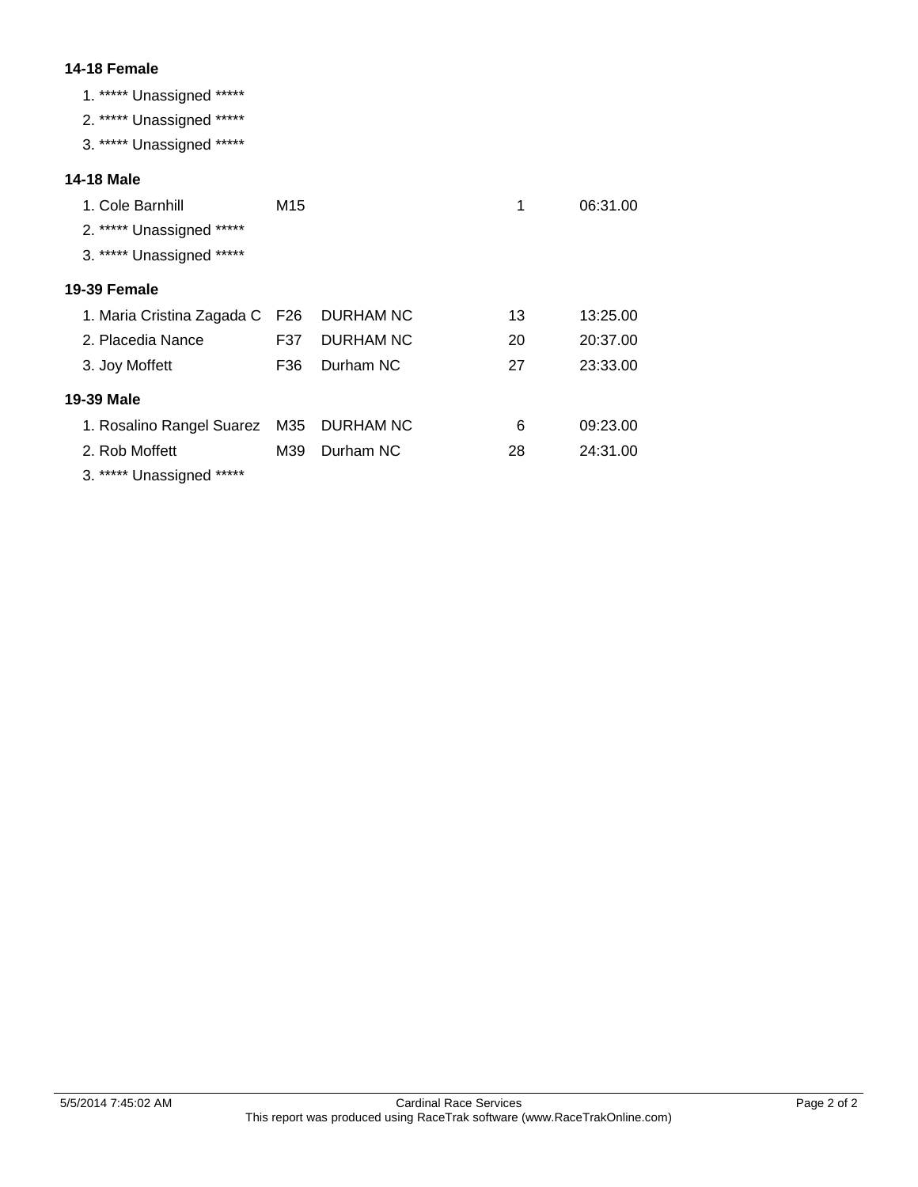### 14-18 Female

1. ***** Unassigned *****
2. ***** Unassigned *****
3. ***** Unassigned *****

### 14-18 Male

| | | | | |
|---|---|---|---|---|
| 1. Cole Barnhill | M15 | | 1 | 06:31.00 |
| 2. ***** Unassigned ***** | | | | |
| 3. ***** Unassigned ***** | | | | |

### 19-39 Female

| | | | | |
|---|---|---|---|---|
| 1. Maria Cristina Zagada C | F26 | DURHAM NC | 13 | 13:25.00 |
| 2. Placedia Nance | F37 | DURHAM NC | 20 | 20:37.00 |
| 3. Joy Moffett | F36 | Durham NC | 27 | 23:33.00 |

### 19-39 Male

| | | | | |
|---|---|---|---|---|
| 1. Rosalino Rangel Suarez | M35 | DURHAM NC | 6 | 09:23.00 |
| 2. Rob Moffett | M39 | Durham NC | 28 | 24:31.00 |
| 3. ***** Unassigned ***** | | | | |

5/5/2014 7:45:02 AM — Cardinal Race Services

This report was produced using RaceTrak software (www.RaceTrakOnline.com)